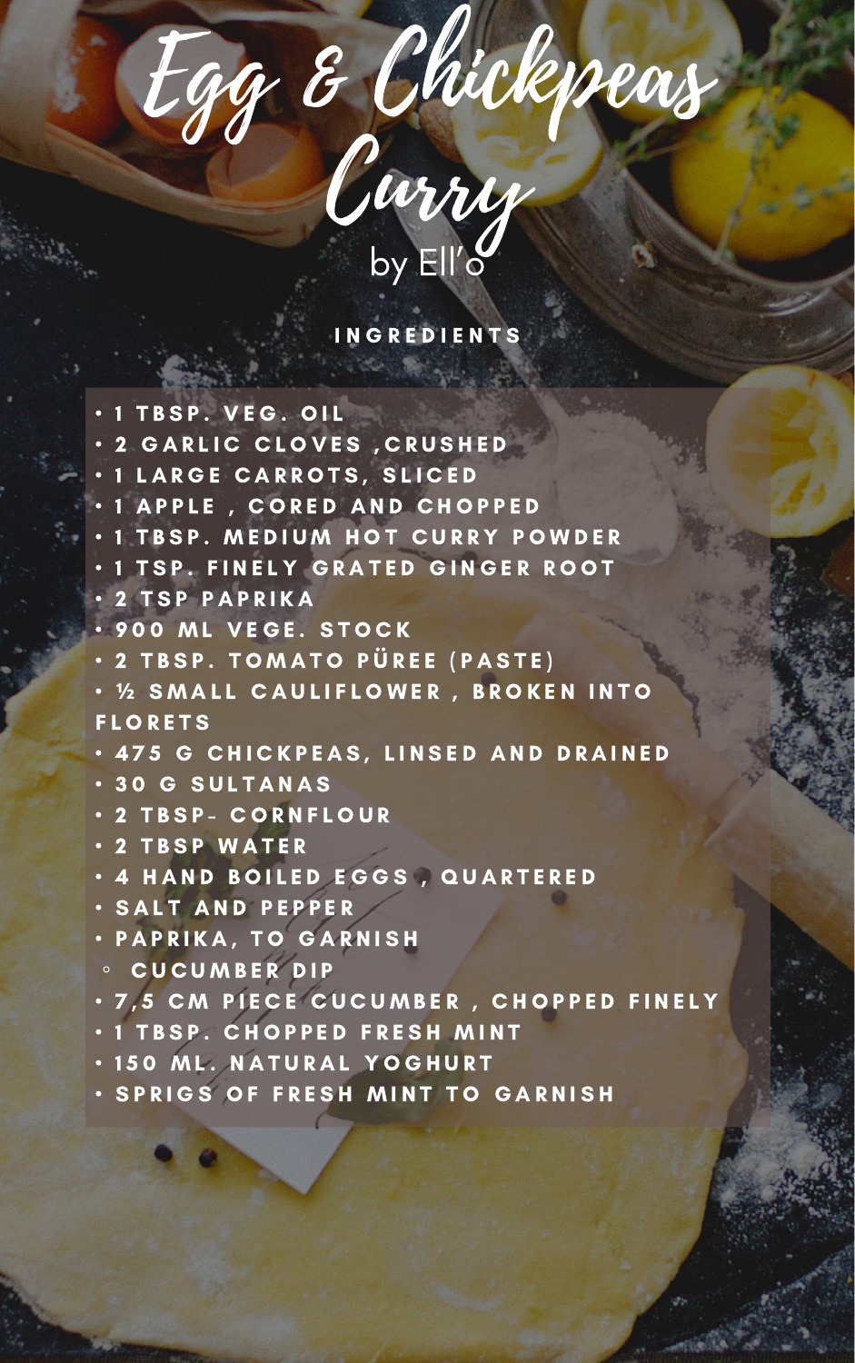# Egg & Chickpeas Curry

by Ell'o

## INGREDIENTS

- 1 TBSP. VEG. OIL
- 2 GARLIC CLOVES ,CRUSHED
- 1 LARGE CARROTS, SLICED
- 1 APPLE , CORED AND CHOPPED
- 1 TBSP. MEDIUM HOT CURRY POWDER
- 1 TSP. FINELY GRATED GINGER ROOT
- 2 TSP PAPRIKA
- 900 ML VEGE. STOCK
- 2 TBSP. TOMATO PÜREE (PASTE)
- ½ SMALL CAULIFLOWER , BROKEN INTO FLORETS
- 475 G CHICKPEAS, LINSED AND DRAINED
- 30 G SULTANAS
- 2 TBSP- CORNFLOUR
- 2 TBSP WATER
- 4 HAND BOILED EGGS , QUARTERED
- SALT AND PEPPER
- PAPRIKA, TO GARNISH
  - CUCUMBER DIP
- 7,5 CM PIECE CUCUMBER , CHOPPED FINELY
- 1 TBSP. CHOPPED FRESH MINT
- 150 ML. NATURAL YOGHURT
- SPRIGS OF FRESH MINT TO GARNISH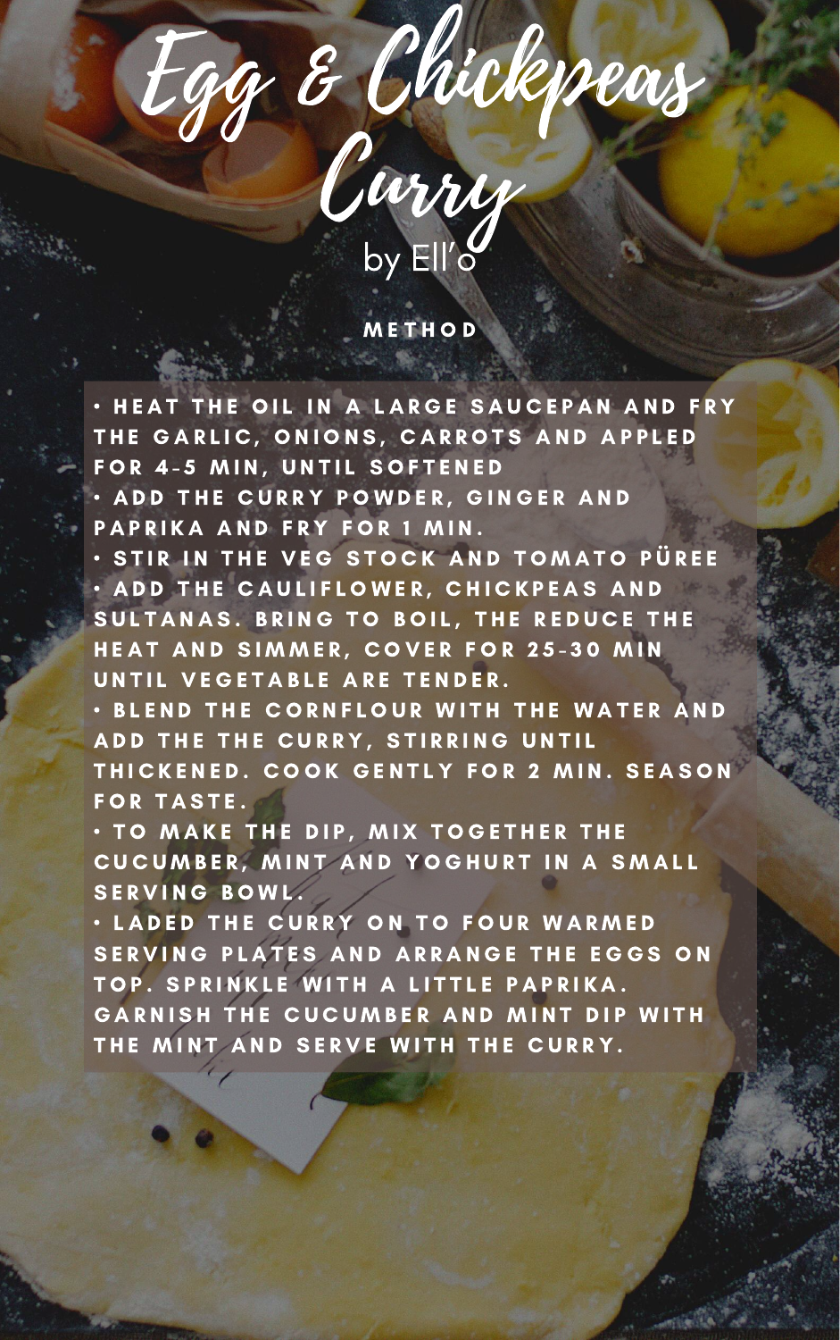# Egg & Chickpeas Curry

by Ell'o

## METHOD

- HEAT THE OIL IN A LARGE SAUCEPAN AND FRY THE GARLIC, ONIONS, CARROTS AND APPLED FOR 4-5 MIN, UNTIL SOFTENED
- ADD THE CURRY POWDER, GINGER AND PAPRIKA AND FRY FOR 1 MIN.
- STIR IN THE VEG STOCK AND TOMATO PÜREE
- ADD THE CAULIFLOWER, CHICKPEAS AND SULTANAS. BRING TO BOIL, THE REDUCE THE HEAT AND SIMMER, COVER FOR 25-30 MIN UNTIL VEGETABLE ARE TENDER.
- BLEND THE CORNFLOUR WITH THE WATER AND ADD THE THE CURRY, STIRRING UNTIL THICKENED. COOK GENTLY FOR 2 MIN. SEASON FOR TASTE.
- TO MAKE THE DIP, MIX TOGETHER THE CUCUMBER, MINT AND YOGHURT IN A SMALL SERVING BOWL.
- LADED THE CURRY ON TO FOUR WARMED SERVING PLATES AND ARRANGE THE EGGS ON TOP. SPRINKLE WITH A LITTLE PAPRIKA. GARNISH THE CUCUMBER AND MINT DIP WITH THE MINT AND SERVE WITH THE CURRY.